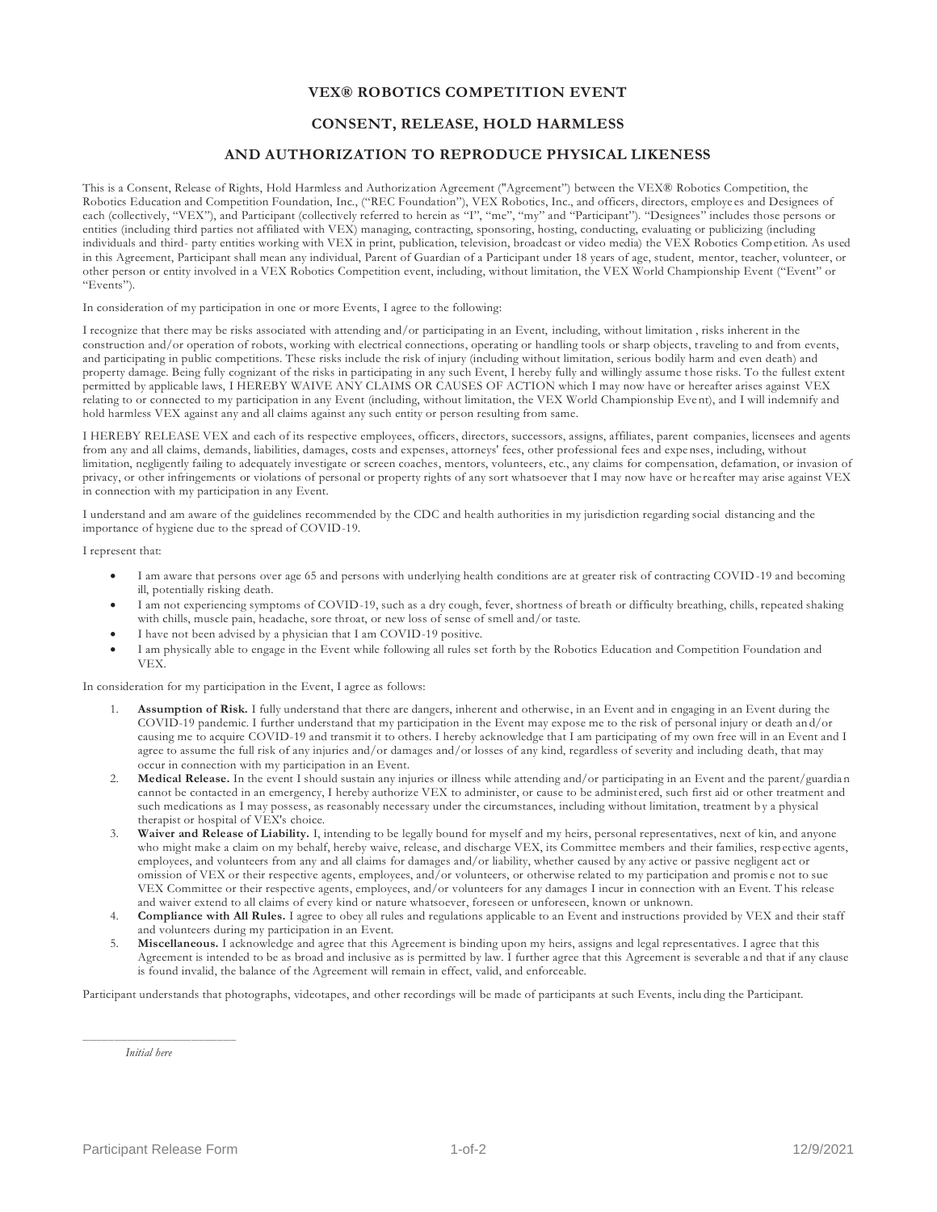# VEX® ROBOTICS COMPETITION EVENT

## CONSENT, RELEASE, HOLD HARMLESS

## AND AUTHORIZATION TO REPRODUCE PHYSICAL LIKENESS

This is a Consent, Release of Rights, Hold Harmless and Authorization Agreement ("Agreement") between the VEX® Robotics Competition, the Robotics Education and Competition Foundation, Inc., ("REC Foundation"), VEX Robotics, Inc., and officers, directors, employees and Designees of each (collectively, "VEX"), and Participant (collectively referred to herein as "I", "me", "my" and "Participant"). "Designees" includes those persons or entities (including third parties not affiliated with VEX) managing, contracting, sponsoring, hosting, conducting, evaluating or publicizing (including individuals and third- party entities working with VEX in print, publication, television, broadcast or video media) the VEX Robotics Competition. As used in this Agreement, Participant shall mean any individual, Parent of Guardian of a Participant under 18 years of age, student, mentor, teacher, volunteer, or other person or entity involved in a VEX Robotics Competition event, including, without limitation, the VEX World Championship Event ("Event" or "Events").

In consideration of my participation in one or more Events, I agree to the following:

I recognize that there may be risks associated with attending and/or participating in an Event, including, without limitation , risks inherent in the construction and/or operation of robots, working with electrical connections, operating or handling tools or sharp objects, traveling to and from events, and participating in public competitions. These risks include the risk of injury (including without limitation, serious bodily harm and even death) and property damage. Being fully cognizant of the risks in participating in any such Event, I hereby fully and willingly assume those risks. To the fullest extent permitted by applicable laws, I HEREBY WAIVE ANY CLAIMS OR CAUSES OF ACTION which I may now have or hereafter arises against VEX relating to or connected to my participation in any Event (including, without limitation, the VEX World Championship Event), and I will indemnify and hold harmless VEX against any and all claims against any such entity or person resulting from same.

I HEREBY RELEASE VEX and each of its respective employees, officers, directors, successors, assigns, affiliates, parent companies, licensees and agents from any and all claims, demands, liabilities, damages, costs and expenses, attorneys' fees, other professional fees and expenses, including, without limitation, negligently failing to adequately investigate or screen coaches, mentors, volunteers, etc., any claims for compensation, defamation, or invasion of privacy, or other infringements or violations of personal or property rights of any sort whatsoever that I may now have or hereafter may arise against VEX in connection with my participation in any Event.

I understand and am aware of the guidelines recommended by the CDC and health authorities in my jurisdiction regarding social distancing and the importance of hygiene due to the spread of COVID-19.

I represent that:

- I am aware that persons over age 65 and persons with underlying health conditions are at greater risk of contracting COVID-19 and becoming ill, potentially risking death.
- I am not experiencing symptoms of COVID-19, such as a dry cough, fever, shortness of breath or difficulty breathing, chills, repeated shaking with chills, muscle pain, headache, sore throat, or new loss of sense of smell and/or taste.
- I have not been advised by a physician that I am COVID-19 positive.
- I am physically able to engage in the Event while following all rules set forth by the Robotics Education and Competition Foundation and VEX.

In consideration for my participation in the Event, I agree as follows:

1. **Assumption of Risk.** I fully understand that there are dangers, inherent and otherwise, in an Event and in engaging in an Event during the COVID-19 pandemic. I further understand that my participation in the Event may expose me to the risk of personal injury or death and/or causing me to acquire COVID-19 and transmit it to others. I hereby acknowledge that I am participating of my own free will in an Event and I agree to assume the full risk of any injuries and/or damages and/or losses of any kind, regardless of severity and including death, that may occur in connection with my participation in an Event.
2. **Medical Release.** In the event I should sustain any injuries or illness while attending and/or participating in an Event and the parent/guardian cannot be contacted in an emergency, I hereby authorize VEX to administer, or cause to be administered, such first aid or other treatment and such medications as I may possess, as reasonably necessary under the circumstances, including without limitation, treatment by a physical therapist or hospital of VEX's choice.
3. **Waiver and Release of Liability.** I, intending to be legally bound for myself and my heirs, personal representatives, next of kin, and anyone who might make a claim on my behalf, hereby waive, release, and discharge VEX, its Committee members and their families, respective agents, employees, and volunteers from any and all claims for damages and/or liability, whether caused by any active or passive negligent act or omission of VEX or their respective agents, employees, and/or volunteers, or otherwise related to my participation and promise not to sue VEX Committee or their respective agents, employees, and/or volunteers for any damages I incur in connection with an Event. This release and waiver extend to all claims of every kind or nature whatsoever, foreseen or unforeseen, known or unknown.
4. **Compliance with All Rules.** I agree to obey all rules and regulations applicable to an Event and instructions provided by VEX and their staff and volunteers during my participation in an Event.
5. **Miscellaneous.** I acknowledge and agree that this Agreement is binding upon my heirs, assigns and legal representatives. I agree that this Agreement is intended to be as broad and inclusive as is permitted by law. I further agree that this Agreement is severable and that if any clause is found invalid, the balance of the Agreement will remain in effect, valid, and enforceable.

Participant understands that photographs, videotapes, and other recordings will be made of participants at such Events, including the Participant.

\_\_\_\_\_\_\_\_\_\_\_\_\_\_\_\_\_\_\_\_\_\_\_\_

*Initial here*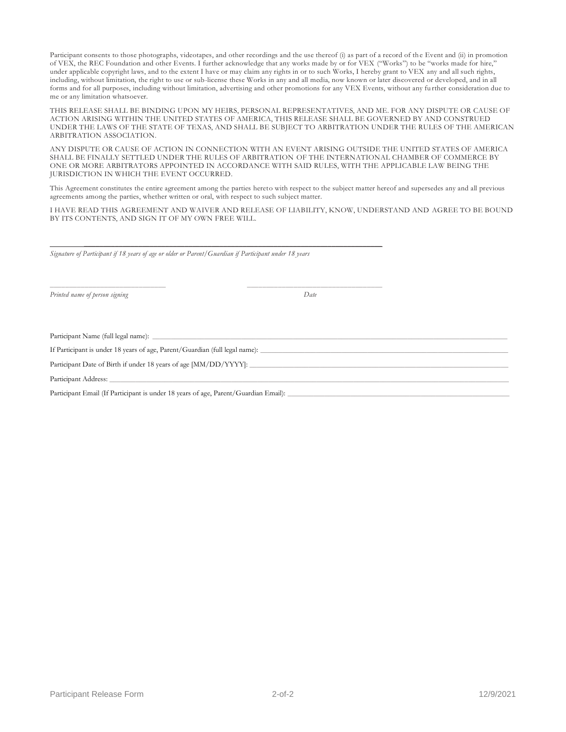Participant consents to those photographs, videotapes, and other recordings and the use thereof (i) as part of a record of the Event and (ii) in promotion of VEX, the REC Foundation and other Events. I further acknowledge that any works made by or for VEX ("Works") to be "works made for hire," under applicable copyright laws, and to the extent I have or may claim any rights in or to such Works, I hereby grant to VEX any and all such rights, including, without limitation, the right to use or sub-license these Works in any and all media, now known or later discovered or developed, and in all forms and for all purposes, including without limitation, advertising and other promotions for any VEX Events, without any further consideration due to me or any limitation whatsoever.

THIS RELEASE SHALL BE BINDING UPON MY HEIRS, PERSONAL REPRESENTATIVES, AND ME. FOR ANY DISPUTE OR CAUSE OF ACTION ARISING WITHIN THE UNITED STATES OF AMERICA, THIS RELEASE SHALL BE GOVERNED BY AND CONSTRUED UNDER THE LAWS OF THE STATE OF TEXAS, AND SHALL BE SUBJECT TO ARBITRATION UNDER THE RULES OF THE AMERICAN ARBITRATION ASSOCIATION.

ANY DISPUTE OR CAUSE OF ACTION IN CONNECTION WITH AN EVENT ARISING OUTSIDE THE UNITED STATES OF AMERICA SHALL BE FINALLY SETTLED UNDER THE RULES OF ARBITRATION OF THE INTERNATIONAL CHAMBER OF COMMERCE BY ONE OR MORE ARBITRATORS APPOINTED IN ACCORDANCE WITH SAID RULES, WITH THE APPLICABLE LAW BEING THE JURISDICTION IN WHICH THE EVENT OCCURRED.

This Agreement constitutes the entire agreement among the parties hereto with respect to the subject matter hereof and supersedes any and all previous agreements among the parties, whether written or oral, with respect to such subject matter.

I HAVE READ THIS AGREEMENT AND WAIVER AND RELEASE OF LIABILITY, KNOW, UNDERSTAND AND AGREE TO BE BOUND BY ITS CONTENTS, AND SIGN IT OF MY OWN FREE WILL.

\_\_\_\_\_\_\_\_\_\_\_\_\_\_\_\_\_\_\_\_\_\_\_\_\_\_\_\_\_\_\_\_\_\_\_\_\_\_\_\_\_\_\_\_\_\_\_\_\_\_\_\_\_\_\_\_\_\_\_\_

*Signature of Participant if 18 years of age or older or Parent/Guardian if Participant under 18 years*

\_\_\_\_\_\_\_\_\_\_\_\_\_\_\_\_\_\_\_\_\_\_\_\_\_\_\_\_ \_\_\_\_\_\_\_\_\_\_\_\_\_\_\_\_\_\_\_\_\_\_\_\_\_\_\_\_

*Printed name of person signing* *Date*

Participant Name (full legal name): \_\_\_\_\_\_\_\_\_\_\_\_\_\_\_\_\_\_\_\_\_\_\_\_\_\_\_\_\_\_\_\_\_\_\_\_\_\_\_\_

If Participant is under 18 years of age, Parent/Guardian (full legal name): \_\_\_\_\_\_\_\_\_\_\_\_\_\_\_\_\_\_\_\_\_\_\_\_\_\_\_\_\_\_\_\_\_\_\_\_\_\_\_\_

Participant Date of Birth if under 18 years of age [MM/DD/YYYY]: \_\_\_\_\_\_\_\_\_\_\_\_\_\_\_\_\_\_\_\_\_\_\_\_\_\_\_\_\_\_\_\_\_\_\_\_\_\_\_\_

Participant Address: \_\_\_\_\_\_\_\_\_\_\_\_\_\_\_\_\_\_\_\_\_\_\_\_\_\_\_\_\_\_\_\_\_\_\_\_\_\_\_\_

Participant Email (If Participant is under 18 years of age, Parent/Guardian Email): \_\_\_\_\_\_\_\_\_\_\_\_\_\_\_\_\_\_\_\_\_\_\_\_\_\_\_\_\_\_\_\_\_\_\_\_\_\_\_\_